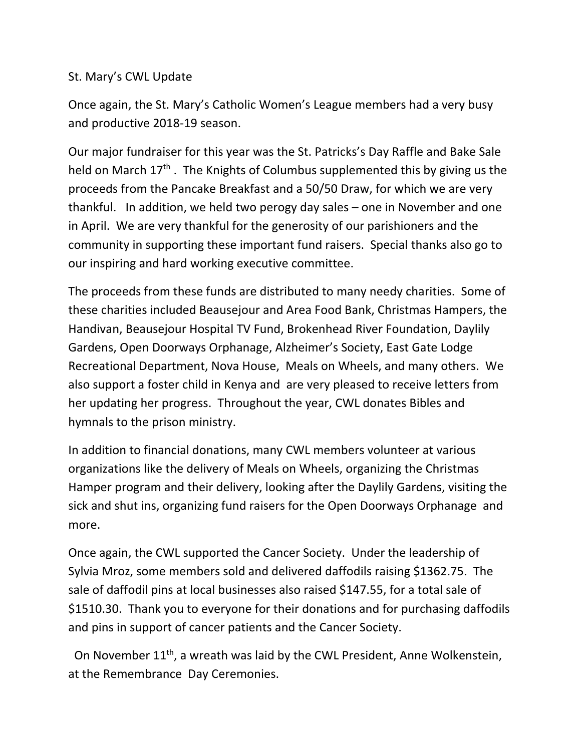St. Mary's CWL Update

Once again, the St. Mary's Catholic Women's League members had a very busy and productive 2018-19 season.

Our major fundraiser for this year was the St. Patricks's Day Raffle and Bake Sale held on March 17th . The Knights of Columbus supplemented this by giving us the proceeds from the Pancake Breakfast and a 50/50 Draw, for which we are very thankful. In addition, we held two perogy day sales – one in November and one in April. We are very thankful for the generosity of our parishioners and the community in supporting these important fund raisers. Special thanks also go to our inspiring and hard working executive committee.

The proceeds from these funds are distributed to many needy charities. Some of these charities included Beausejour and Area Food Bank, Christmas Hampers, the Handivan, Beausejour Hospital TV Fund, Brokenhead River Foundation, Daylily Gardens, Open Doorways Orphanage, Alzheimer's Society, East Gate Lodge Recreational Department, Nova House, Meals on Wheels, and many others. We also support a foster child in Kenya and are very pleased to receive letters from her updating her progress. Throughout the year, CWL donates Bibles and hymnals to the prison ministry.

In addition to financial donations, many CWL members volunteer at various organizations like the delivery of Meals on Wheels, organizing the Christmas Hamper program and their delivery, looking after the Daylily Gardens, visiting the sick and shut ins, organizing fund raisers for the Open Doorways Orphanage and more.

Once again, the CWL supported the Cancer Society. Under the leadership of Sylvia Mroz, some members sold and delivered daffodils raising $1362.75. The sale of daffodil pins at local businesses also raised $147.55, for a total sale of $1510.30. Thank you to everyone for their donations and for purchasing daffodils and pins in support of cancer patients and the Cancer Society.

On November 11th, a wreath was laid by the CWL President, Anne Wolkenstein, at the Remembrance Day Ceremonies.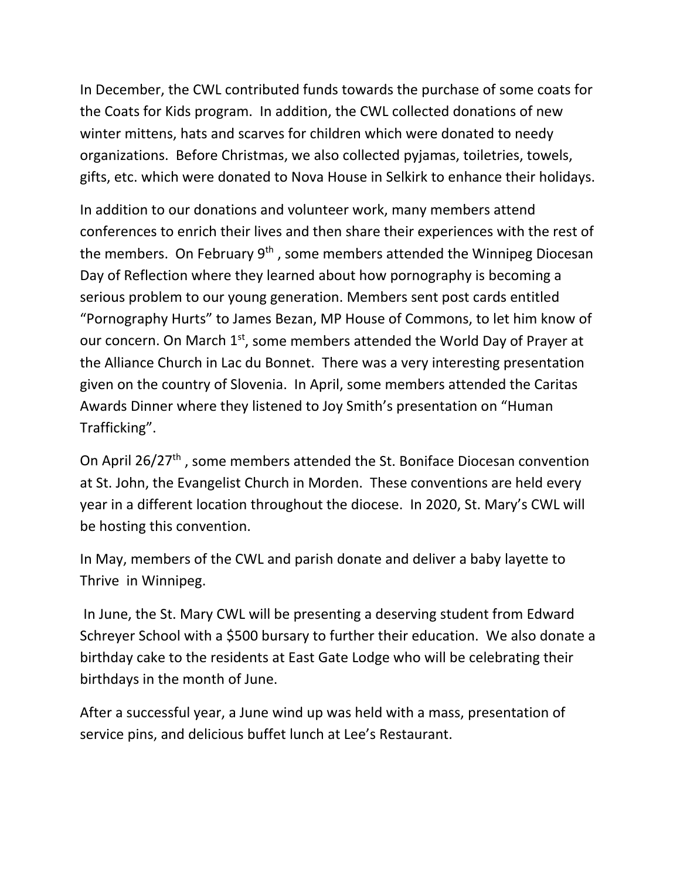In December, the CWL contributed funds towards the purchase of some coats for the Coats for Kids program. In addition, the CWL collected donations of new winter mittens, hats and scarves for children which were donated to needy organizations. Before Christmas, we also collected pyjamas, toiletries, towels, gifts, etc. which were donated to Nova House in Selkirk to enhance their holidays.

In addition to our donations and volunteer work, many members attend conferences to enrich their lives and then share their experiences with the rest of the members. On February 9th , some members attended the Winnipeg Diocesan Day of Reflection where they learned about how pornography is becoming a serious problem to our young generation. Members sent post cards entitled "Pornography Hurts" to James Bezan, MP House of Commons, to let him know of our concern. On March 1st, some members attended the World Day of Prayer at the Alliance Church in Lac du Bonnet. There was a very interesting presentation given on the country of Slovenia. In April, some members attended the Caritas Awards Dinner where they listened to Joy Smith's presentation on "Human Trafficking".

On April 26/27th , some members attended the St. Boniface Diocesan convention at St. John, the Evangelist Church in Morden. These conventions are held every year in a different location throughout the diocese. In 2020, St. Mary's CWL will be hosting this convention.

In May, members of the CWL and parish donate and deliver a baby layette to Thrive in Winnipeg.

In June, the St. Mary CWL will be presenting a deserving student from Edward Schreyer School with a $500 bursary to further their education. We also donate a birthday cake to the residents at East Gate Lodge who will be celebrating their birthdays in the month of June.

After a successful year, a June wind up was held with a mass, presentation of service pins, and delicious buffet lunch at Lee's Restaurant.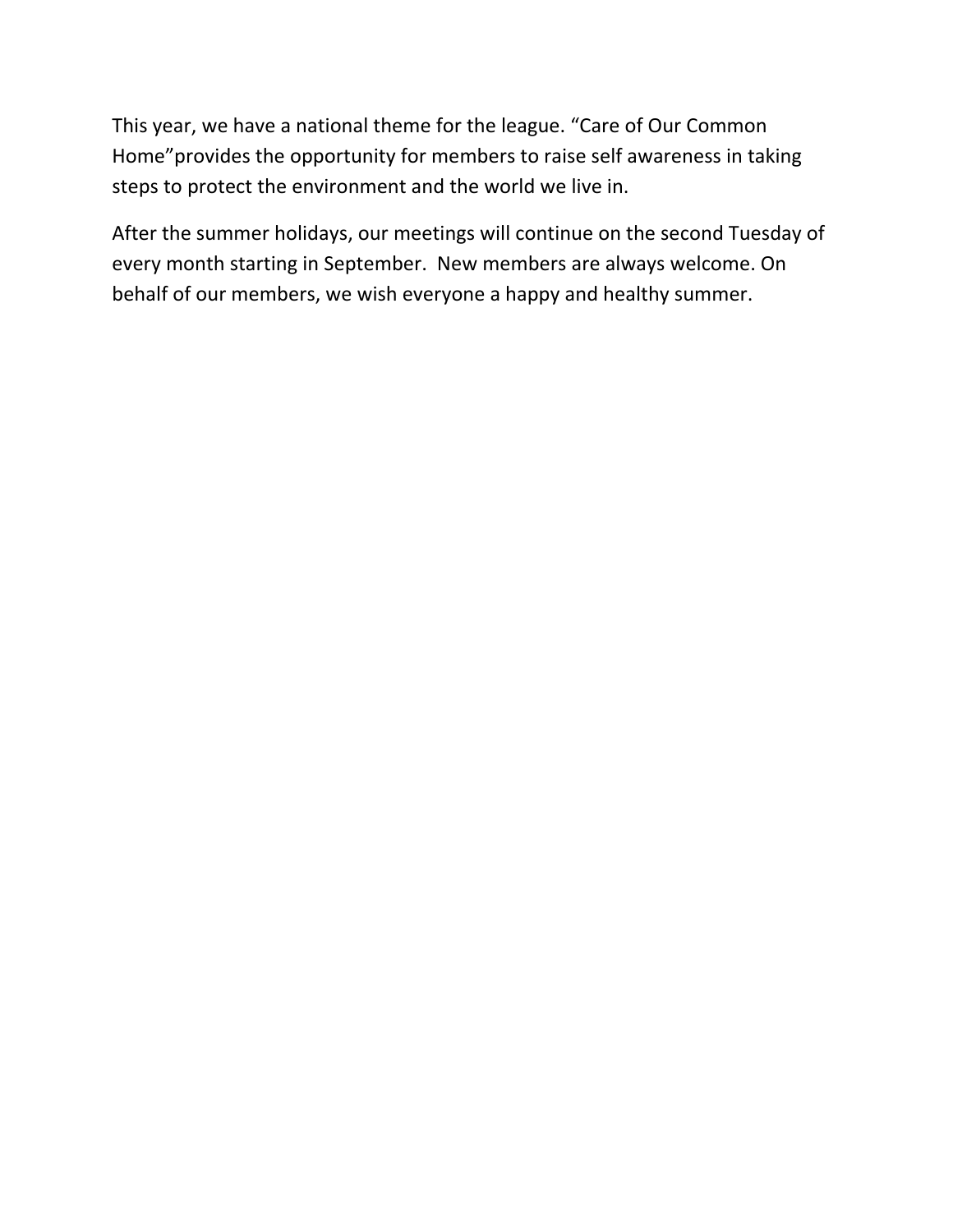This year, we have a national theme for the league. “Care of Our Common Home”provides the opportunity for members to raise self awareness in taking steps to protect the environment and the world we live in.

After the summer holidays, our meetings will continue on the second Tuesday of every month starting in September. New members are always welcome. On behalf of our members, we wish everyone a happy and healthy summer.